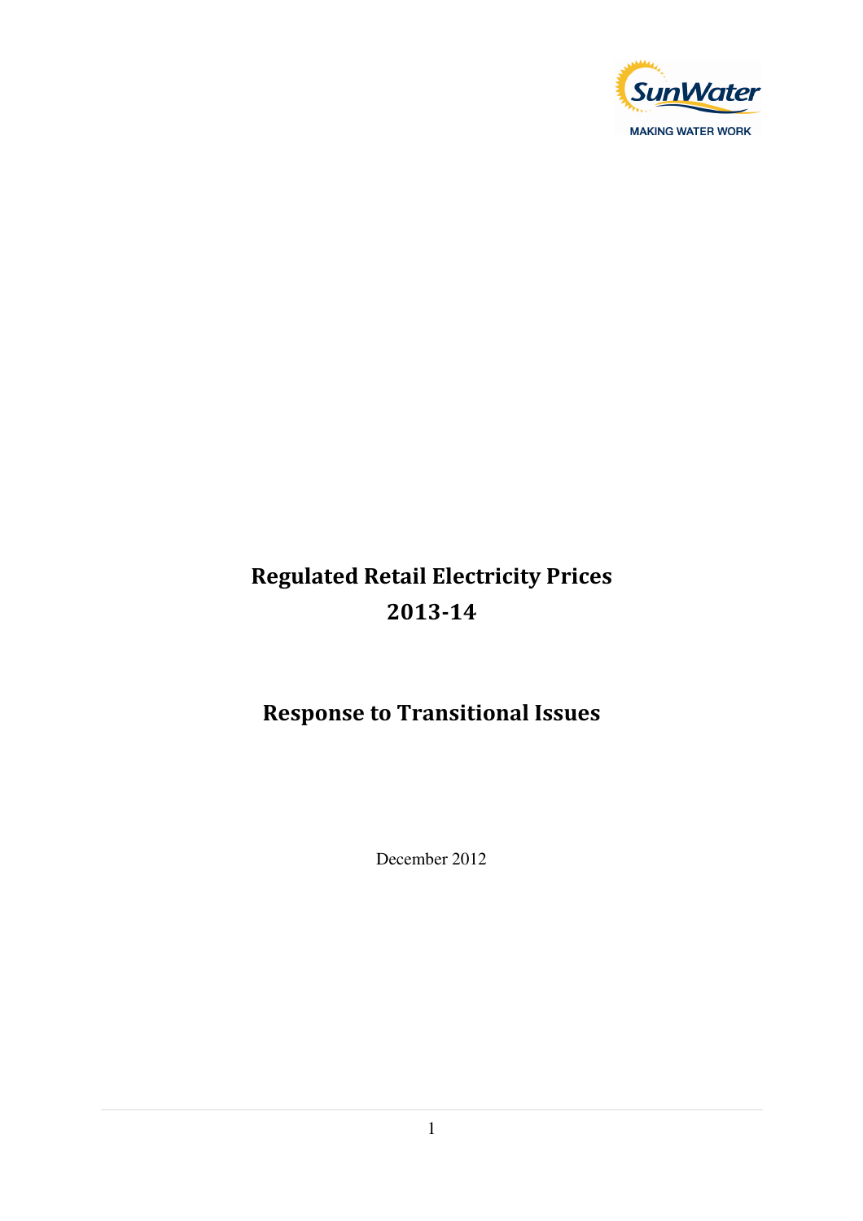SunWater

MAKING WATER WORK

# Regulated Retail Electricity Prices 2013-14

# Response to Transitional Issues

December 2012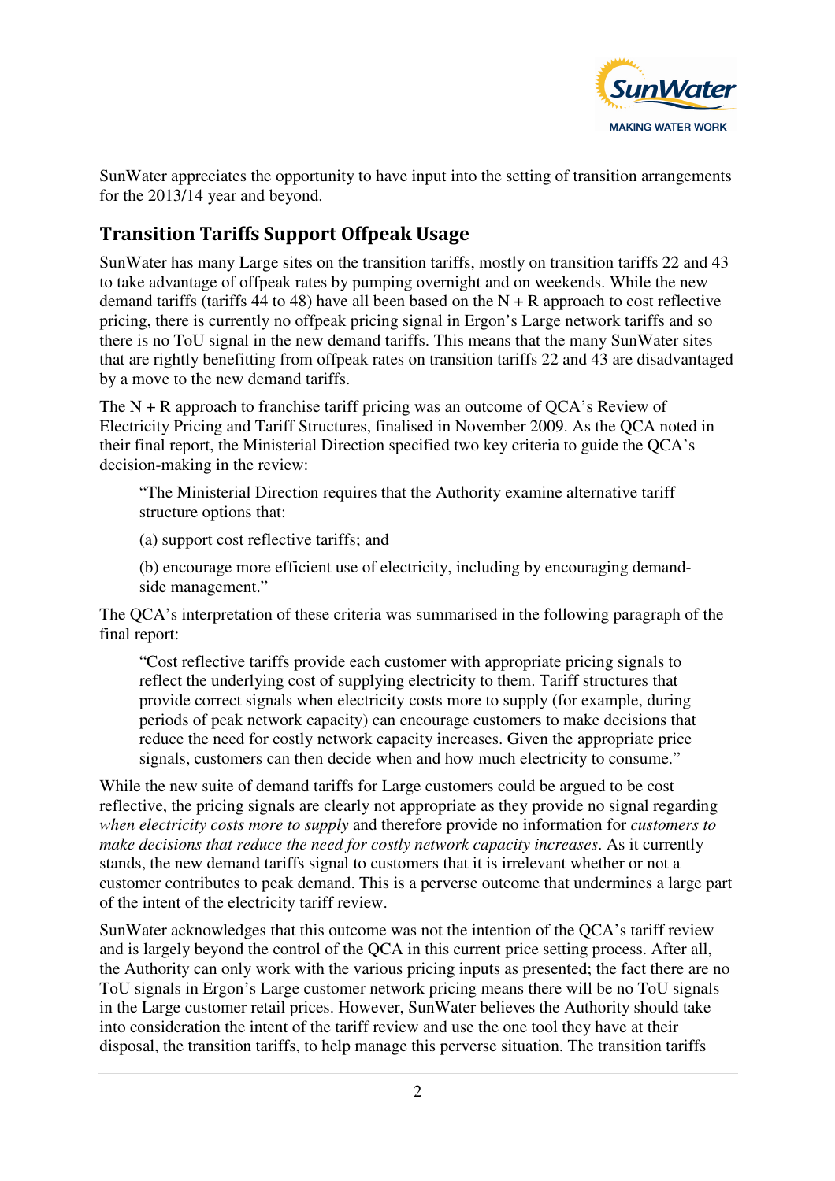SunWater appreciates the opportunity to have input into the setting of transition arrangements for the 2013/14 year and beyond.

## Transition Tariffs Support Offpeak Usage

SunWater has many Large sites on the transition tariffs, mostly on transition tariffs 22 and 43 to take advantage of offpeak rates by pumping overnight and on weekends. While the new demand tariffs (tariffs 44 to 48) have all been based on the N + R approach to cost reflective pricing, there is currently no offpeak pricing signal in Ergon's Large network tariffs and so there is no ToU signal in the new demand tariffs. This means that the many SunWater sites that are rightly benefitting from offpeak rates on transition tariffs 22 and 43 are disadvantaged by a move to the new demand tariffs.

The N + R approach to franchise tariff pricing was an outcome of QCA's Review of Electricity Pricing and Tariff Structures, finalised in November 2009. As the QCA noted in their final report, the Ministerial Direction specified two key criteria to guide the QCA's decision-making in the review:

> "The Ministerial Direction requires that the Authority examine alternative tariff structure options that:
>
> (a) support cost reflective tariffs; and
>
> (b) encourage more efficient use of electricity, including by encouraging demand-side management."

The QCA's interpretation of these criteria was summarised in the following paragraph of the final report:

> "Cost reflective tariffs provide each customer with appropriate pricing signals to reflect the underlying cost of supplying electricity to them. Tariff structures that provide correct signals when electricity costs more to supply (for example, during periods of peak network capacity) can encourage customers to make decisions that reduce the need for costly network capacity increases. Given the appropriate price signals, customers can then decide when and how much electricity to consume."

While the new suite of demand tariffs for Large customers could be argued to be cost reflective, the pricing signals are clearly not appropriate as they provide no signal regarding *when electricity costs more to supply* and therefore provide no information for *customers to make decisions that reduce the need for costly network capacity increases*. As it currently stands, the new demand tariffs signal to customers that it is irrelevant whether or not a customer contributes to peak demand. This is a perverse outcome that undermines a large part of the intent of the electricity tariff review.

SunWater acknowledges that this outcome was not the intention of the QCA's tariff review and is largely beyond the control of the QCA in this current price setting process. After all, the Authority can only work with the various pricing inputs as presented; the fact there are no ToU signals in Ergon's Large customer network pricing means there will be no ToU signals in the Large customer retail prices. However, SunWater believes the Authority should take into consideration the intent of the tariff review and use the one tool they have at their disposal, the transition tariffs, to help manage this perverse situation. The transition tariffs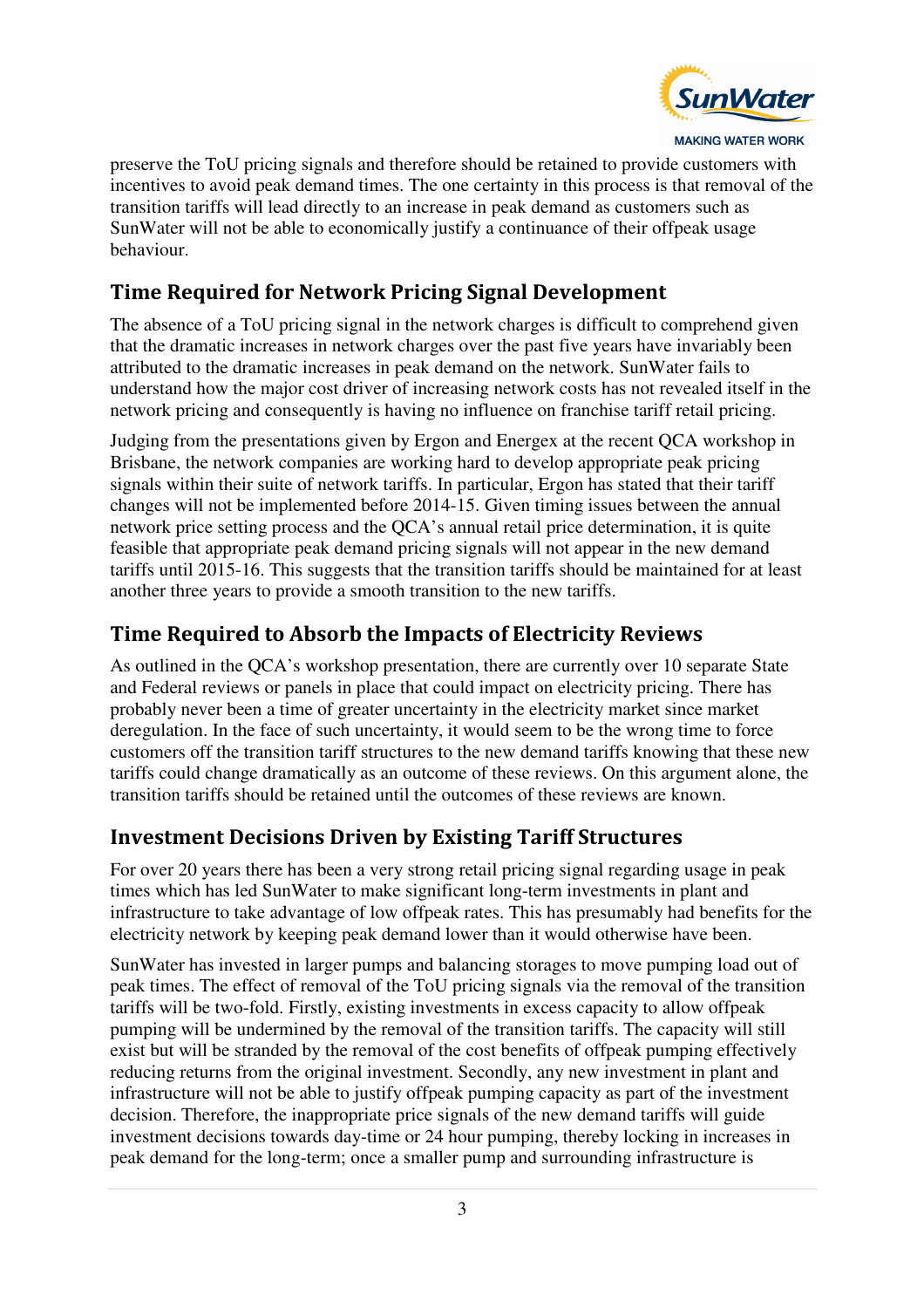preserve the ToU pricing signals and therefore should be retained to provide customers with incentives to avoid peak demand times. The one certainty in this process is that removal of the transition tariffs will lead directly to an increase in peak demand as customers such as SunWater will not be able to economically justify a continuance of their offpeak usage behaviour.

## Time Required for Network Pricing Signal Development

The absence of a ToU pricing signal in the network charges is difficult to comprehend given that the dramatic increases in network charges over the past five years have invariably been attributed to the dramatic increases in peak demand on the network. SunWater fails to understand how the major cost driver of increasing network costs has not revealed itself in the network pricing and consequently is having no influence on franchise tariff retail pricing.

Judging from the presentations given by Ergon and Energex at the recent QCA workshop in Brisbane, the network companies are working hard to develop appropriate peak pricing signals within their suite of network tariffs. In particular, Ergon has stated that their tariff changes will not be implemented before 2014-15. Given timing issues between the annual network price setting process and the QCA's annual retail price determination, it is quite feasible that appropriate peak demand pricing signals will not appear in the new demand tariffs until 2015-16. This suggests that the transition tariffs should be maintained for at least another three years to provide a smooth transition to the new tariffs.

## Time Required to Absorb the Impacts of Electricity Reviews

As outlined in the QCA's workshop presentation, there are currently over 10 separate State and Federal reviews or panels in place that could impact on electricity pricing. There has probably never been a time of greater uncertainty in the electricity market since market deregulation. In the face of such uncertainty, it would seem to be the wrong time to force customers off the transition tariff structures to the new demand tariffs knowing that these new tariffs could change dramatically as an outcome of these reviews. On this argument alone, the transition tariffs should be retained until the outcomes of these reviews are known.

## Investment Decisions Driven by Existing Tariff Structures

For over 20 years there has been a very strong retail pricing signal regarding usage in peak times which has led SunWater to make significant long-term investments in plant and infrastructure to take advantage of low offpeak rates. This has presumably had benefits for the electricity network by keeping peak demand lower than it would otherwise have been.

SunWater has invested in larger pumps and balancing storages to move pumping load out of peak times. The effect of removal of the ToU pricing signals via the removal of the transition tariffs will be two-fold. Firstly, existing investments in excess capacity to allow offpeak pumping will be undermined by the removal of the transition tariffs. The capacity will still exist but will be stranded by the removal of the cost benefits of offpeak pumping effectively reducing returns from the original investment. Secondly, any new investment in plant and infrastructure will not be able to justify offpeak pumping capacity as part of the investment decision. Therefore, the inappropriate price signals of the new demand tariffs will guide investment decisions towards day-time or 24 hour pumping, thereby locking in increases in peak demand for the long-term; once a smaller pump and surrounding infrastructure is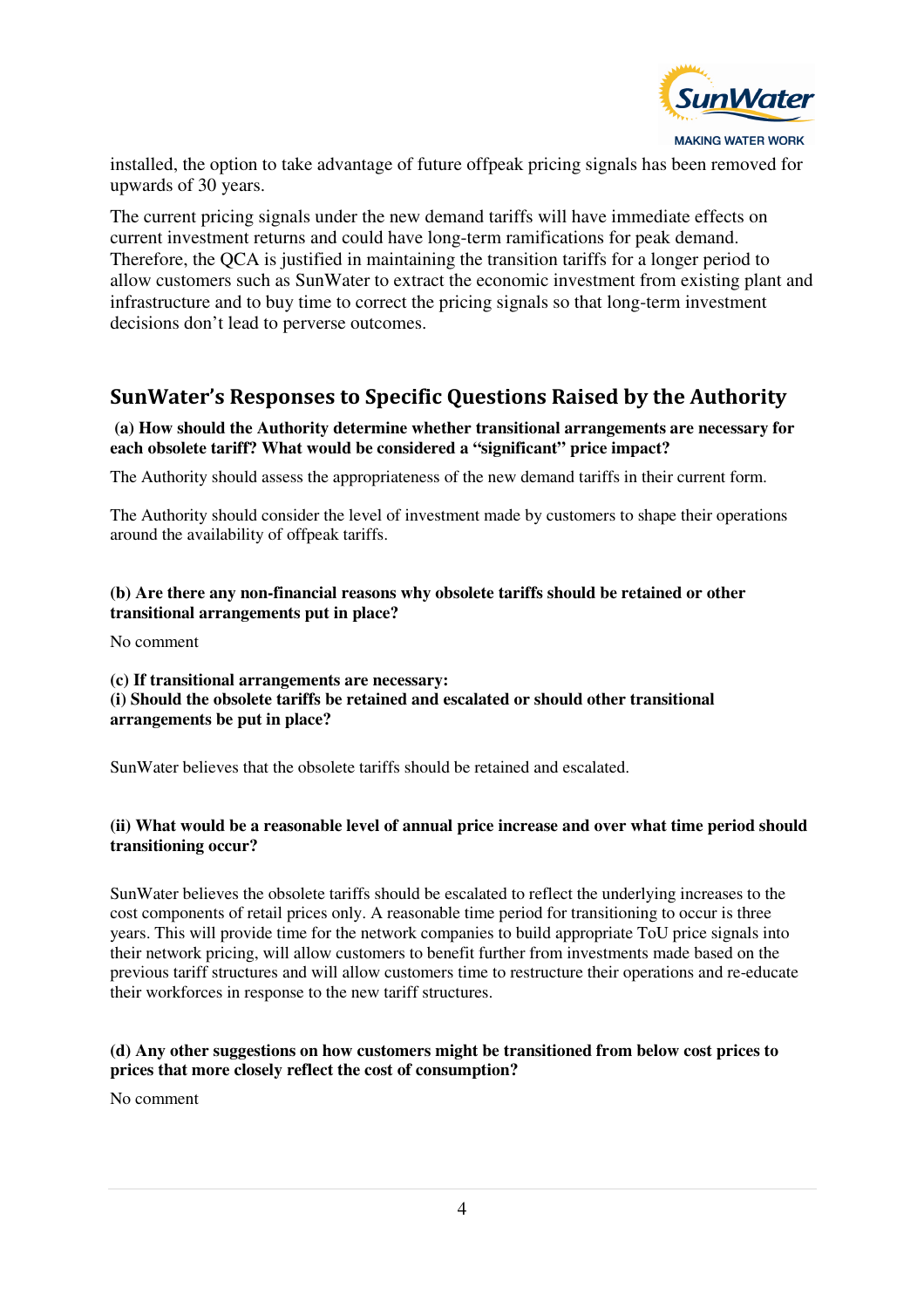installed, the option to take advantage of future offpeak pricing signals has been removed for upwards of 30 years.

The current pricing signals under the new demand tariffs will have immediate effects on current investment returns and could have long-term ramifications for peak demand. Therefore, the QCA is justified in maintaining the transition tariffs for a longer period to allow customers such as SunWater to extract the economic investment from existing plant and infrastructure and to buy time to correct the pricing signals so that long-term investment decisions don't lead to perverse outcomes.

## SunWater's Responses to Specific Questions Raised by the Authority

**(a) How should the Authority determine whether transitional arrangements are necessary for each obsolete tariff? What would be considered a "significant" price impact?**

The Authority should assess the appropriateness of the new demand tariffs in their current form.

The Authority should consider the level of investment made by customers to shape their operations around the availability of offpeak tariffs.

**(b) Are there any non-financial reasons why obsolete tariffs should be retained or other transitional arrangements put in place?**

No comment

**(c) If transitional arrangements are necessary:**
**(i) Should the obsolete tariffs be retained and escalated or should other transitional arrangements be put in place?**

SunWater believes that the obsolete tariffs should be retained and escalated.

**(ii) What would be a reasonable level of annual price increase and over what time period should transitioning occur?**

SunWater believes the obsolete tariffs should be escalated to reflect the underlying increases to the cost components of retail prices only. A reasonable time period for transitioning to occur is three years. This will provide time for the network companies to build appropriate ToU price signals into their network pricing, will allow customers to benefit further from investments made based on the previous tariff structures and will allow customers time to restructure their operations and re-educate their workforces in response to the new tariff structures.

**(d) Any other suggestions on how customers might be transitioned from below cost prices to prices that more closely reflect the cost of consumption?**

No comment